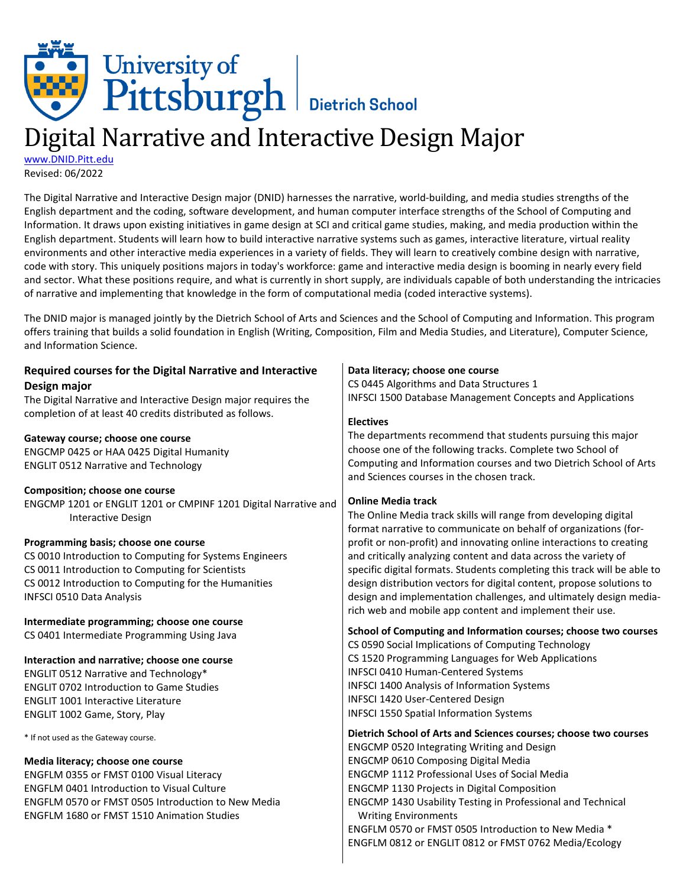University of Pittsburgh | Dietrich School

# Digital Narrative and Interactive Design Major

www.DNID.Pitt.edu
Revised: 06/2022

The Digital Narrative and Interactive Design major (DNID) harnesses the narrative, world-building, and media studies strengths of the English department and the coding, software development, and human computer interface strengths of the School of Computing and Information. It draws upon existing initiatives in game design at SCI and critical game studies, making, and media production within the English department. Students will learn how to build interactive narrative systems such as games, interactive literature, virtual reality environments and other interactive media experiences in a variety of fields. They will learn to creatively combine design with narrative, code with story. This uniquely positions majors in today's workforce: game and interactive media design is booming in nearly every field and sector. What these positions require, and what is currently in short supply, are individuals capable of both understanding the intricacies of narrative and implementing that knowledge in the form of computational media (coded interactive systems).

The DNID major is managed jointly by the Dietrich School of Arts and Sciences and the School of Computing and Information. This program offers training that builds a solid foundation in English (Writing, Composition, Film and Media Studies, and Literature), Computer Science, and Information Science.

## Required courses for the Digital Narrative and Interactive Design major

The Digital Narrative and Interactive Design major requires the completion of at least 40 credits distributed as follows.

**Gateway course; choose one course**

ENGCMP 0425 or HAA 0425 Digital Humanity
ENGLIT 0512 Narrative and Technology

**Composition; choose one course**

ENGCMP 1201 or ENGLIT 1201 or CMPINF 1201 Digital Narrative and Interactive Design

**Programming basis; choose one course**

CS 0010 Introduction to Computing for Systems Engineers
CS 0011 Introduction to Computing for Scientists
CS 0012 Introduction to Computing for the Humanities
INFSCI 0510 Data Analysis

**Intermediate programming; choose one course**

CS 0401 Intermediate Programming Using Java

**Interaction and narrative; choose one course**

ENGLIT 0512 Narrative and Technology*
ENGLIT 0702 Introduction to Game Studies
ENGLIT 1001 Interactive Literature
ENGLIT 1002 Game, Story, Play

\* If not used as the Gateway course.

**Media literacy; choose one course**

ENGFLM 0355 or FMST 0100 Visual Literacy
ENGFLM 0401 Introduction to Visual Culture
ENGFLM 0570 or FMST 0505 Introduction to New Media
ENGFLM 1680 or FMST 1510 Animation Studies

**Data literacy; choose one course**

CS 0445 Algorithms and Data Structures 1
INFSCI 1500 Database Management Concepts and Applications

**Electives**

The departments recommend that students pursuing this major choose one of the following tracks. Complete two School of Computing and Information courses and two Dietrich School of Arts and Sciences courses in the chosen track.

**Online Media track**

The Online Media track skills will range from developing digital format narrative to communicate on behalf of organizations (for-profit or non-profit) and innovating online interactions to creating and critically analyzing content and data across the variety of specific digital formats. Students completing this track will be able to design distribution vectors for digital content, propose solutions to design and implementation challenges, and ultimately design media-rich web and mobile app content and implement their use.

**School of Computing and Information courses; choose two courses**

CS 0590 Social Implications of Computing Technology
CS 1520 Programming Languages for Web Applications
INFSCI 0410 Human-Centered Systems
INFSCI 1400 Analysis of Information Systems
INFSCI 1420 User-Centered Design
INFSCI 1550 Spatial Information Systems

**Dietrich School of Arts and Sciences courses; choose two courses**

ENGCMP 0520 Integrating Writing and Design
ENGCMP 0610 Composing Digital Media
ENGCMP 1112 Professional Uses of Social Media
ENGCMP 1130 Projects in Digital Composition
ENGCMP 1430 Usability Testing in Professional and Technical Writing Environments
ENGFLM 0570 or FMST 0505 Introduction to New Media *
ENGFLM 0812 or ENGLIT 0812 or FMST 0762 Media/Ecology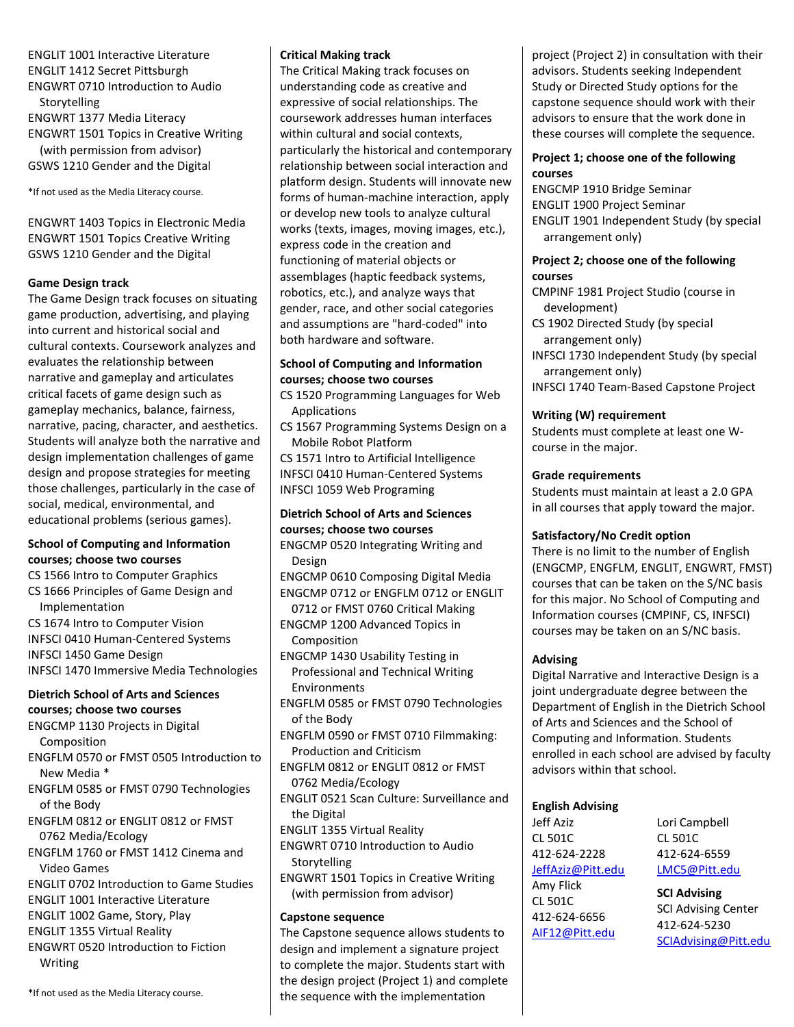ENGLIT 1001 Interactive Literature
ENGLIT 1412 Secret Pittsburgh
ENGWRT 0710 Introduction to Audio Storytelling
ENGWRT 1377 Media Literacy
ENGWRT 1501 Topics in Creative Writing (with permission from advisor)
GSWS 1210 Gender and the Digital

*If not used as the Media Literacy course.

ENGWRT 1403 Topics in Electronic Media
ENGWRT 1501 Topics Creative Writing
GSWS 1210 Gender and the Digital

**Game Design track**

The Game Design track focuses on situating game production, advertising, and playing into current and historical social and cultural contexts. Coursework analyzes and evaluates the relationship between narrative and gameplay and articulates critical facets of game design such as gameplay mechanics, balance, fairness, narrative, pacing, character, and aesthetics. Students will analyze both the narrative and design implementation challenges of game design and propose strategies for meeting those challenges, particularly in the case of social, medical, environmental, and educational problems (serious games).

**School of Computing and Information courses; choose two courses**

CS 1566 Intro to Computer Graphics
CS 1666 Principles of Game Design and Implementation
CS 1674 Intro to Computer Vision
INFSCI 0410 Human-Centered Systems
INFSCI 1450 Game Design
INFSCI 1470 Immersive Media Technologies

**Dietrich School of Arts and Sciences courses; choose two courses**

ENGCMP 1130 Projects in Digital Composition
ENGFLM 0570 or FMST 0505 Introduction to New Media *
ENGFLM 0585 or FMST 0790 Technologies of the Body
ENGFLM 0812 or ENGLIT 0812 or FMST 0762 Media/Ecology
ENGFLM 1760 or FMST 1412 Cinema and Video Games
ENGLIT 0702 Introduction to Game Studies
ENGLIT 1001 Interactive Literature
ENGLIT 1002 Game, Story, Play
ENGLIT 1355 Virtual Reality
ENGWRT 0520 Introduction to Fiction Writing

*If not used as the Media Literacy course.

**Critical Making track**

The Critical Making track focuses on understanding code as creative and expressive of social relationships. The coursework addresses human interfaces within cultural and social contexts, particularly the historical and contemporary relationship between social interaction and platform design. Students will innovate new forms of human-machine interaction, apply or develop new tools to analyze cultural works (texts, images, moving images, etc.), express code in the creation and functioning of material objects or assemblages (haptic feedback systems, robotics, etc.), and analyze ways that gender, race, and other social categories and assumptions are "hard-coded" into both hardware and software.

**School of Computing and Information courses; choose two courses**

CS 1520 Programming Languages for Web Applications
CS 1567 Programming Systems Design on a Mobile Robot Platform
CS 1571 Intro to Artificial Intelligence
INFSCI 0410 Human-Centered Systems
INFSCI 1059 Web Programing

**Dietrich School of Arts and Sciences courses; choose two courses**

ENGCMP 0520 Integrating Writing and Design
ENGCMP 0610 Composing Digital Media
ENGCMP 0712 or ENGFLM 0712 or ENGLIT 0712 or FMST 0760 Critical Making
ENGCMP 1200 Advanced Topics in Composition
ENGCMP 1430 Usability Testing in Professional and Technical Writing Environments
ENGFLM 0585 or FMST 0790 Technologies of the Body
ENGFLM 0590 or FMST 0710 Filmmaking: Production and Criticism
ENGFLM 0812 or ENGLIT 0812 or FMST 0762 Media/Ecology
ENGLIT 0521 Scan Culture: Surveillance and the Digital
ENGLIT 1355 Virtual Reality
ENGWRT 0710 Introduction to Audio Storytelling
ENGWRT 1501 Topics in Creative Writing (with permission from advisor)

**Capstone sequence**

The Capstone sequence allows students to design and implement a signature project to complete the major. Students start with the design project (Project 1) and complete the sequence with the implementation project (Project 2) in consultation with their advisors. Students seeking Independent Study or Directed Study options for the capstone sequence should work with their advisors to ensure that the work done in these courses will complete the sequence.

**Project 1; choose one of the following courses**

ENGCMP 1910 Bridge Seminar
ENGLIT 1900 Project Seminar
ENGLIT 1901 Independent Study (by special arrangement only)

**Project 2; choose one of the following courses**

CMPINF 1981 Project Studio (course in development)
CS 1902 Directed Study (by special arrangement only)
INFSCI 1730 Independent Study (by special arrangement only)
INFSCI 1740 Team-Based Capstone Project

**Writing (W) requirement**

Students must complete at least one W-course in the major.

**Grade requirements**

Students must maintain at least a 2.0 GPA in all courses that apply toward the major.

**Satisfactory/No Credit option**

There is no limit to the number of English (ENGCMP, ENGFLM, ENGLIT, ENGWRT, FMST) courses that can be taken on the S/NC basis for this major. No School of Computing and Information courses (CMPINF, CS, INFSCI) courses may be taken on an S/NC basis.

**Advising**

Digital Narrative and Interactive Design is a joint undergraduate degree between the Department of English in the Dietrich School of Arts and Sciences and the School of Computing and Information. Students enrolled in each school are advised by faculty advisors within that school.

**English Advising**

Jeff Aziz
CL 501C
412-624-2228
JeffAziz@Pitt.edu

Amy Flick
CL 501C
412-624-6656
AIF12@Pitt.edu

Lori Campbell
CL 501C
412-624-6559
LMC5@Pitt.edu

**SCI Advising**

SCI Advising Center
412-624-5230
SCIAdvising@Pitt.edu